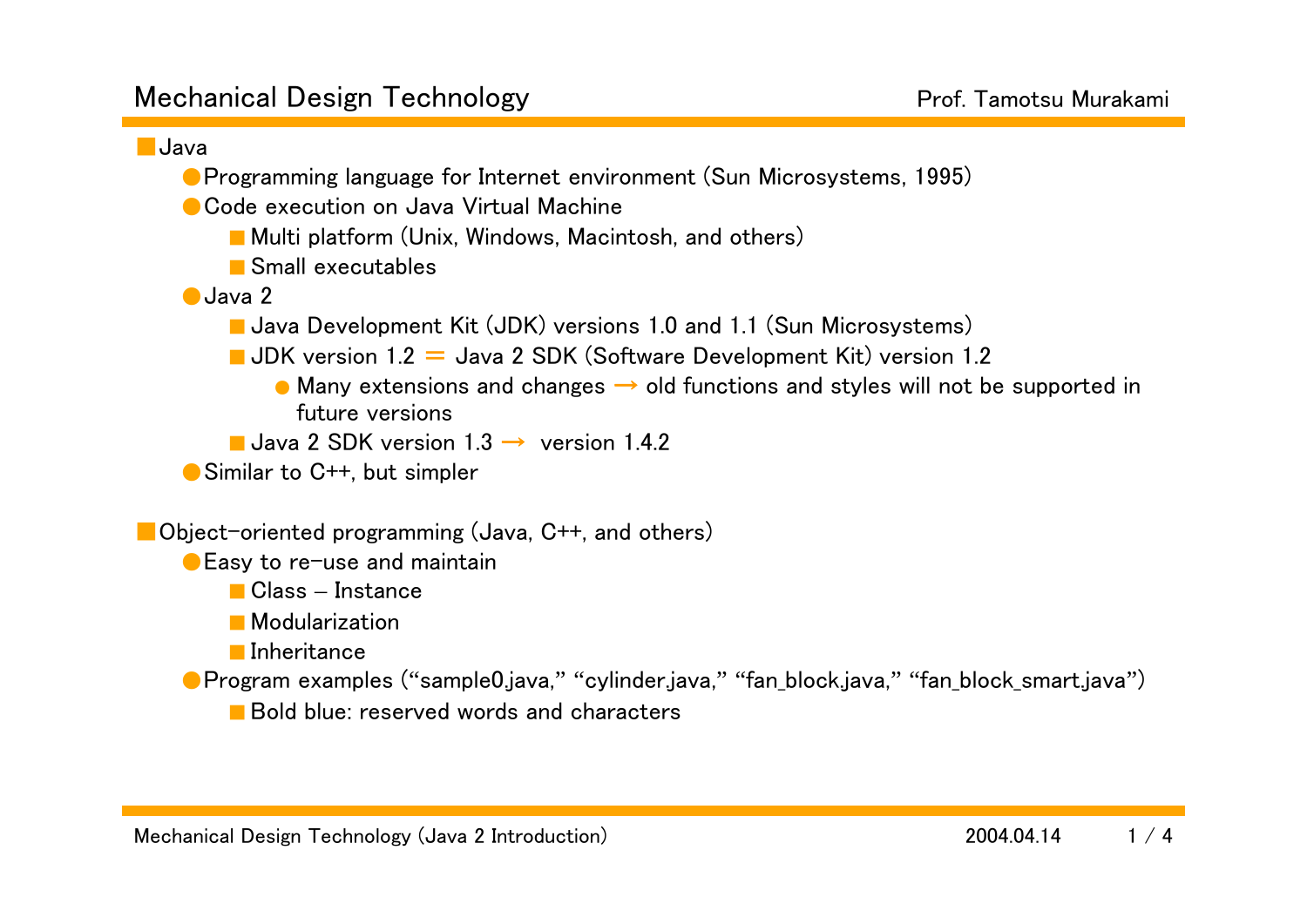- Java
  - Programming language for Internet environment (Sun Microsystems, 1995)
  - Code execution on Java Virtual Machine
    - Multi platform (Unix, Windows, Macintosh, and others)
    - Small executables
  - Java 2
    - Java Development Kit (JDK) versions 1.0 and 1.1 (Sun Microsystems)
    - JDK version 1.2 ＝ Java 2 SDK (Software Development Kit) version 1.2
      - Many extensions and changes → old functions and styles will not be supported in future versions
    - Java 2 SDK version 1.3 → version 1.4.2
  - Similar to C++, but simpler

- Object-oriented programming (Java, C++, and others)
  - Easy to re-use and maintain
    - Class – Instance
    - Modularization
    - Inheritance
  - Program examples ("sample0.java," "cylinder.java," "fan_block.java," "fan_block_smart.java")
    - Bold blue: reserved words and characters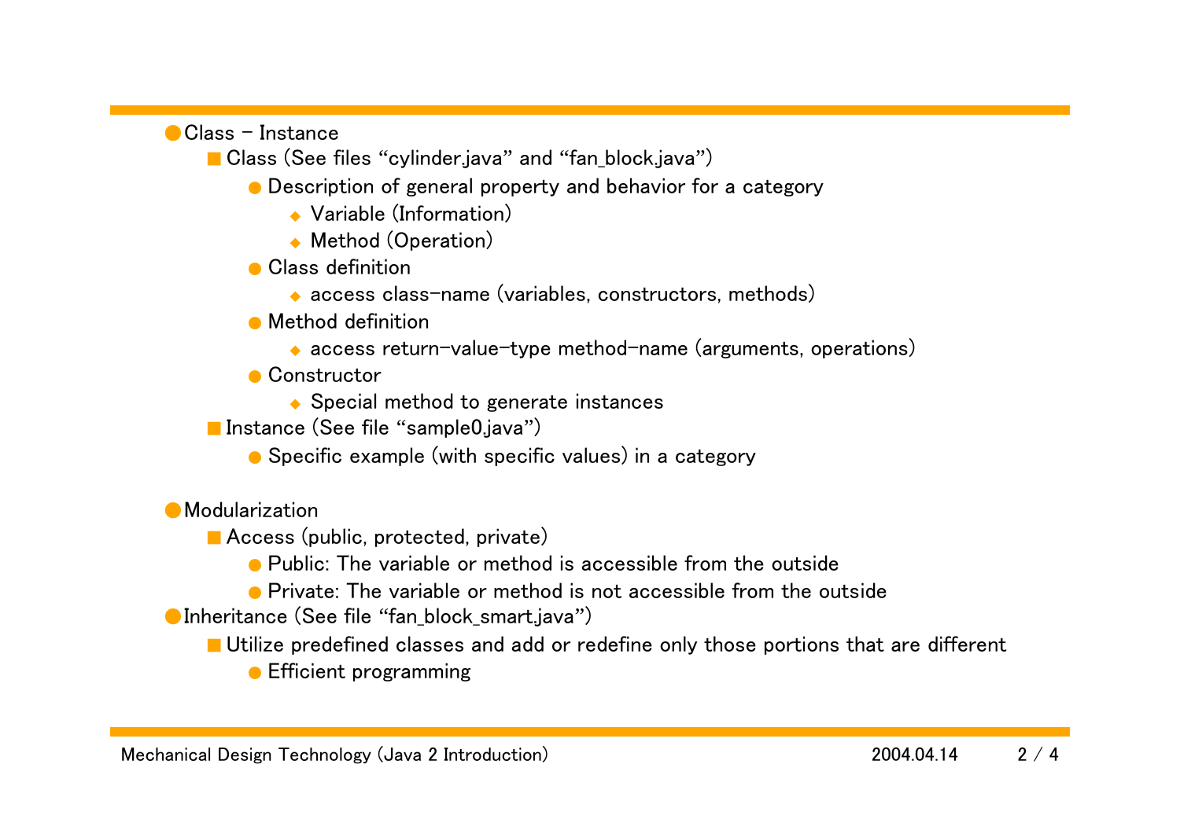- Class – Instance
  - Class (See files “cylinder.java” and “fan_block.java”)
    - Description of general property and behavior for a category
      - Variable (Information)
      - Method (Operation)
    - Class definition
      - access class-name (variables, constructors, methods)
    - Method definition
      - access return-value-type method-name (arguments, operations)
    - Constructor
      - Special method to generate instances
  - Instance (See file “sample0.java”)
    - Specific example (with specific values) in a category

- Modularization
  - Access (public, protected, private)
    - Public: The variable or method is accessible from the outside
    - Private: The variable or method is not accessible from the outside
- Inheritance (See file “fan_block_smart.java”)
  - Utilize predefined classes and add or redefine only those portions that are different
    - Efficient programming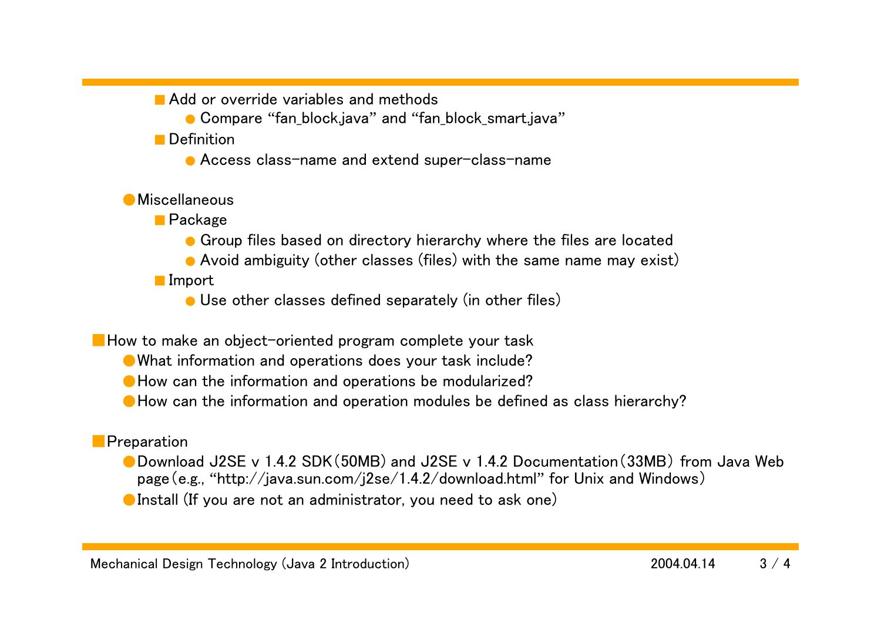- Add or override variables and methods
  - Compare “fan_block.java” and “fan_block_smart.java”
- Definition
  - Access class-name and extend super-class-name

- Miscellaneous
  - Package
    - Group files based on directory hierarchy where the files are located
    - Avoid ambiguity (other classes (files) with the same name may exist)
  - Import
    - Use other classes defined separately (in other files)

- How to make an object-oriented program complete your task
  - What information and operations does your task include?
  - How can the information and operations be modularized?
  - How can the information and operation modules be defined as class hierarchy?

- Preparation
  - Download J2SE v 1.4.2 SDK (50MB) and J2SE v 1.4.2 Documentation (33MB) from Java Web page (e.g., “http://java.sun.com/j2se/1.4.2/download.html” for Unix and Windows)
  - Install (If you are not an administrator, you need to ask one)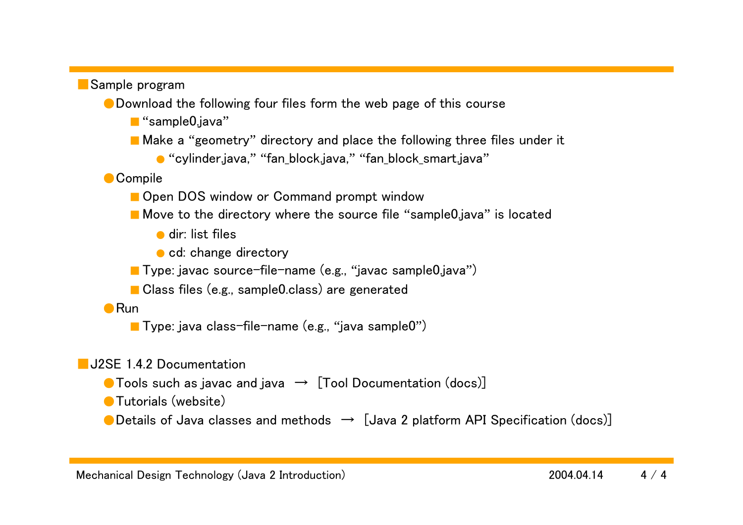- Sample program
  - Download the following four files form the web page of this course
    - “sample0.java”
    - Make a “geometry” directory and place the following three files under it
      - “cylinder.java,” “fan_block.java,” “fan_block_smart.java”
  - Compile
    - Open DOS window or Command prompt window
    - Move to the directory where the source file “sample0.java” is located
      - dir: list files
      - cd: change directory
    - Type: javac source-file-name (e.g., “javac sample0.java”)
    - Class files (e.g., sample0.class) are generated
  - Run
    - Type: java class-file-name (e.g., “java sample0”)

- J2SE 1.4.2 Documentation
  - Tools such as javac and java → [Tool Documentation (docs)]
  - Tutorials (website)
  - Details of Java classes and methods → [Java 2 platform API Specification (docs)]